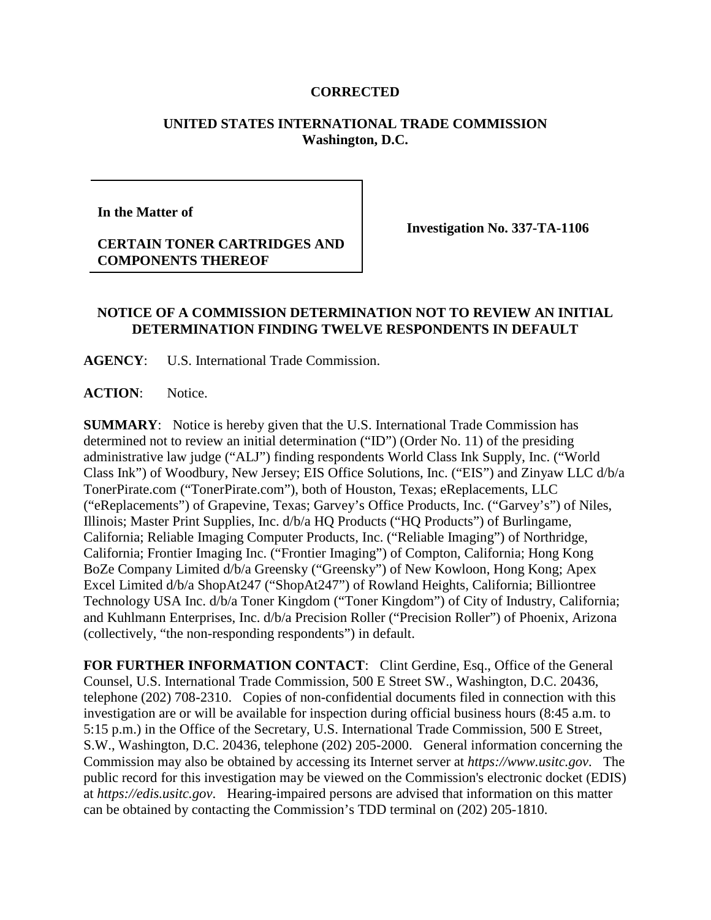**CORRECTED**

**UNITED STATES INTERNATIONAL TRADE COMMISSION**
**Washington, D.C.**

| | |
|---|---|
| **In the Matter of**<br><br>**CERTAIN TONER CARTRIDGES AND COMPONENTS THEREOF** | **Investigation No. 337-TA-1106** |

**NOTICE OF A COMMISSION DETERMINATION NOT TO REVIEW AN INITIAL DETERMINATION FINDING TWELVE RESPONDENTS IN DEFAULT**

**AGENCY**: U.S. International Trade Commission.

**ACTION**: Notice.

**SUMMARY**: Notice is hereby given that the U.S. International Trade Commission has determined not to review an initial determination ("ID") (Order No. 11) of the presiding administrative law judge ("ALJ") finding respondents World Class Ink Supply, Inc. ("World Class Ink") of Woodbury, New Jersey; EIS Office Solutions, Inc. ("EIS") and Zinyaw LLC d/b/a TonerPirate.com ("TonerPirate.com"), both of Houston, Texas; eReplacements, LLC ("eReplacements") of Grapevine, Texas; Garvey's Office Products, Inc. ("Garvey's") of Niles, Illinois; Master Print Supplies, Inc. d/b/a HQ Products ("HQ Products") of Burlingame, California; Reliable Imaging Computer Products, Inc. ("Reliable Imaging") of Northridge, California; Frontier Imaging Inc. ("Frontier Imaging") of Compton, California; Hong Kong BoZe Company Limited d/b/a Greensky ("Greensky") of New Kowloon, Hong Kong; Apex Excel Limited d/b/a ShopAt247 ("ShopAt247") of Rowland Heights, California; Billiontree Technology USA Inc. d/b/a Toner Kingdom ("Toner Kingdom") of City of Industry, California; and Kuhlmann Enterprises, Inc. d/b/a Precision Roller ("Precision Roller") of Phoenix, Arizona (collectively, "the non-responding respondents") in default.

**FOR FURTHER INFORMATION CONTACT**: Clint Gerdine, Esq., Office of the General Counsel, U.S. International Trade Commission, 500 E Street SW., Washington, D.C. 20436, telephone (202) 708-2310. Copies of non-confidential documents filed in connection with this investigation are or will be available for inspection during official business hours (8:45 a.m. to 5:15 p.m.) in the Office of the Secretary, U.S. International Trade Commission, 500 E Street, S.W., Washington, D.C. 20436, telephone (202) 205-2000. General information concerning the Commission may also be obtained by accessing its Internet server at *https://www.usitc.gov*. The public record for this investigation may be viewed on the Commission's electronic docket (EDIS) at *https://edis.usitc.gov*. Hearing-impaired persons are advised that information on this matter can be obtained by contacting the Commission's TDD terminal on (202) 205-1810.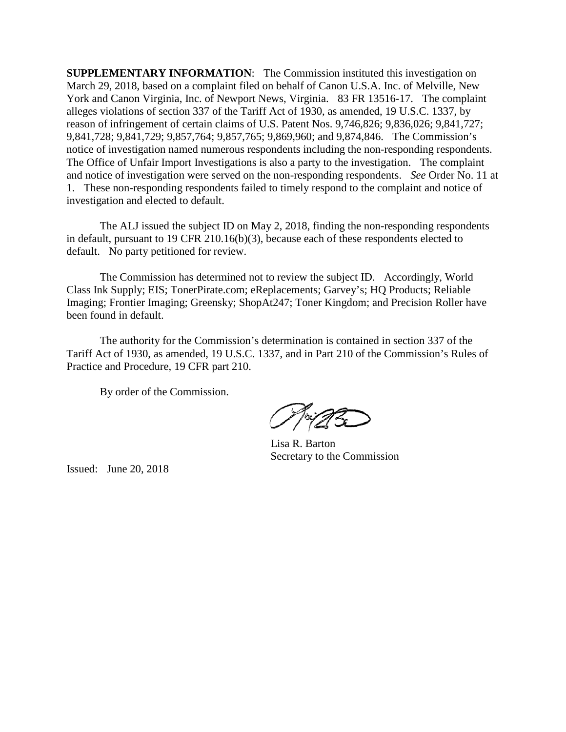**SUPPLEMENTARY INFORMATION**: The Commission instituted this investigation on March 29, 2018, based on a complaint filed on behalf of Canon U.S.A. Inc. of Melville, New York and Canon Virginia, Inc. of Newport News, Virginia. 83 FR 13516-17. The complaint alleges violations of section 337 of the Tariff Act of 1930, as amended, 19 U.S.C. 1337, by reason of infringement of certain claims of U.S. Patent Nos. 9,746,826; 9,836,026; 9,841,727; 9,841,728; 9,841,729; 9,857,764; 9,857,765; 9,869,960; and 9,874,846. The Commission's notice of investigation named numerous respondents including the non-responding respondents. The Office of Unfair Import Investigations is also a party to the investigation. The complaint and notice of investigation were served on the non-responding respondents. *See* Order No. 11 at 1. These non-responding respondents failed to timely respond to the complaint and notice of investigation and elected to default.

The ALJ issued the subject ID on May 2, 2018, finding the non-responding respondents in default, pursuant to 19 CFR 210.16(b)(3), because each of these respondents elected to default. No party petitioned for review.

The Commission has determined not to review the subject ID. Accordingly, World Class Ink Supply; EIS; TonerPirate.com; eReplacements; Garvey's; HQ Products; Reliable Imaging; Frontier Imaging; Greensky; ShopAt247; Toner Kingdom; and Precision Roller have been found in default.

The authority for the Commission's determination is contained in section 337 of the Tariff Act of 1930, as amended, 19 U.S.C. 1337, and in Part 210 of the Commission's Rules of Practice and Procedure, 19 CFR part 210.

By order of the Commission.

Lisa R. Barton
Secretary to the Commission

Issued: June 20, 2018